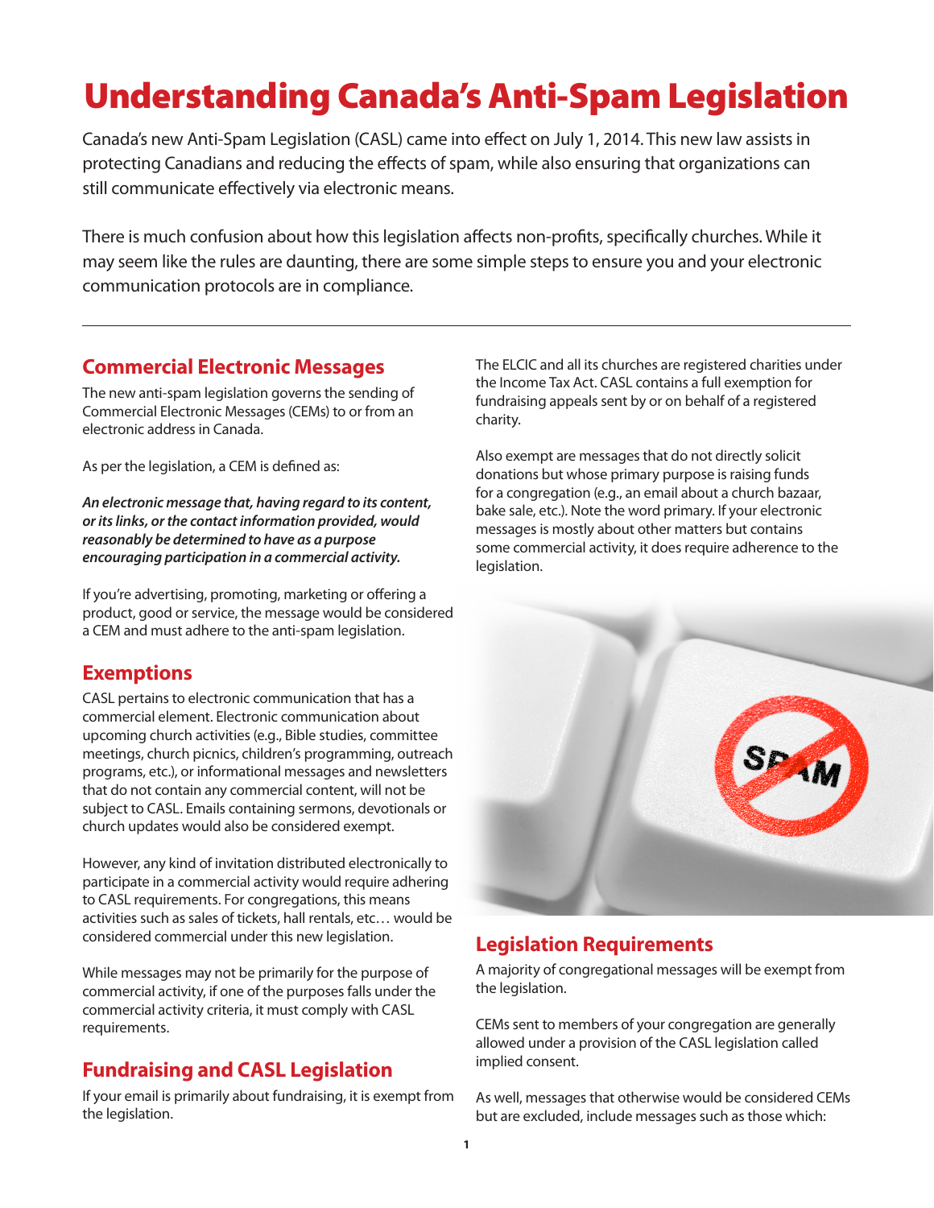# Understanding Canada's Anti-Spam Legislation

Canada's new Anti-Spam Legislation (CASL) came into effect on July 1, 2014. This new law assists in protecting Canadians and reducing the effects of spam, while also ensuring that organizations can still communicate effectively via electronic means.

There is much confusion about how this legislation affects non-profits, specifically churches. While it may seem like the rules are daunting, there are some simple steps to ensure you and your electronic communication protocols are in compliance.

---

## Commercial Electronic Messages

The new anti-spam legislation governs the sending of Commercial Electronic Messages (CEMs) to or from an electronic address in Canada.

As per the legislation, a CEM is defined as:

***An electronic message that, having regard to its content, or its links, or the contact information provided, would reasonably be determined to have as a purpose encouraging participation in a commercial activity.***

If you're advertising, promoting, marketing or offering a product, good or service, the message would be considered a CEM and must adhere to the anti-spam legislation.

## Exemptions

CASL pertains to electronic communication that has a commercial element. Electronic communication about upcoming church activities (e.g., Bible studies, committee meetings, church picnics, children's programming, outreach programs, etc.), or informational messages and newsletters that do not contain any commercial content, will not be subject to CASL. Emails containing sermons, devotionals or church updates would also be considered exempt.

However, any kind of invitation distributed electronically to participate in a commercial activity would require adhering to CASL requirements. For congregations, this means activities such as sales of tickets, hall rentals, etc… would be considered commercial under this new legislation.

While messages may not be primarily for the purpose of commercial activity, if one of the purposes falls under the commercial activity criteria, it must comply with CASL requirements.

## Fundraising and CASL Legislation

If your email is primarily about fundraising, it is exempt from the legislation.

The ELCIC and all its churches are registered charities under the Income Tax Act. CASL contains a full exemption for fundraising appeals sent by or on behalf of a registered charity.

Also exempt are messages that do not directly solicit donations but whose primary purpose is raising funds for a congregation (e.g., an email about a church bazaar, bake sale, etc.). Note the word primary. If your electronic messages is mostly about other matters but contains some commercial activity, it does require adherence to the legislation.

## Legislation Requirements

A majority of congregational messages will be exempt from the legislation.

CEMs sent to members of your congregation are generally allowed under a provision of the CASL legislation called implied consent.

As well, messages that otherwise would be considered CEMs but are excluded, include messages such as those which: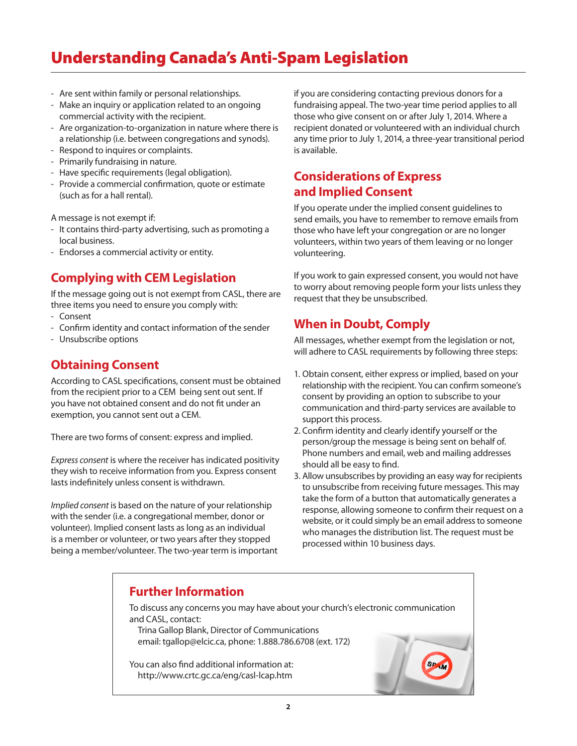# Understanding Canada's Anti-Spam Legislation

- Are sent within family or personal relationships.
- Make an inquiry or application related to an ongoing commercial activity with the recipient.
- Are organization-to-organization in nature where there is a relationship (i.e. between congregations and synods).
- Respond to inquires or complaints.
- Primarily fundraising in nature.
- Have specific requirements (legal obligation).
- Provide a commercial confirmation, quote or estimate (such as for a hall rental).

A message is not exempt if:
- It contains third-party advertising, such as promoting a local business.
- Endorses a commercial activity or entity.

## Complying with CEM Legislation

If the message going out is not exempt from CASL, there are three items you need to ensure you comply with:
- Consent
- Confirm identity and contact information of the sender
- Unsubscribe options

## Obtaining Consent

According to CASL specifications, consent must be obtained from the recipient prior to a CEM being sent out sent. If you have not obtained consent and do not fit under an exemption, you cannot sent out a CEM.

There are two forms of consent: express and implied.

*Express consent* is where the receiver has indicated positivity they wish to receive information from you. Express consent lasts indefinitely unless consent is withdrawn.

*Implied consent* is based on the nature of your relationship with the sender (i.e. a congregational member, donor or volunteer). Implied consent lasts as long as an individual is a member or volunteer, or two years after they stopped being a member/volunteer. The two-year term is important if you are considering contacting previous donors for a fundraising appeal. The two-year time period applies to all those who give consent on or after July 1, 2014. Where a recipient donated or volunteered with an individual church any time prior to July 1, 2014, a three-year transitional period is available.

## Considerations of Express and Implied Consent

If you operate under the implied consent guidelines to send emails, you have to remember to remove emails from those who have left your congregation or are no longer volunteers, within two years of them leaving or no longer volunteering.

If you work to gain expressed consent, you would not have to worry about removing people form your lists unless they request that they be unsubscribed.

## When in Doubt, Comply

All messages, whether exempt from the legislation or not, will adhere to CASL requirements by following three steps:

1. Obtain consent, either express or implied, based on your relationship with the recipient. You can confirm someone's consent by providing an option to subscribe to your communication and third-party services are available to support this process.
2. Confirm identity and clearly identify yourself or the person/group the message is being sent on behalf of. Phone numbers and email, web and mailing addresses should all be easy to find.
3. Allow unsubscribes by providing an easy way for recipients to unsubscribe from receiving future messages. This may take the form of a button that automatically generates a response, allowing someone to confirm their request on a website, or it could simply be an email address to someone who manages the distribution list. The request must be processed within 10 business days.

## Further Information

To discuss any concerns you may have about your church's electronic communication and CASL, contact:

Trina Gallop Blank, Director of Communications
email: tgallop@elcic.ca, phone: 1.888.786.6708 (ext. 172)

You can also find additional information at:
http://www.crtc.gc.ca/eng/casl-lcap.htm